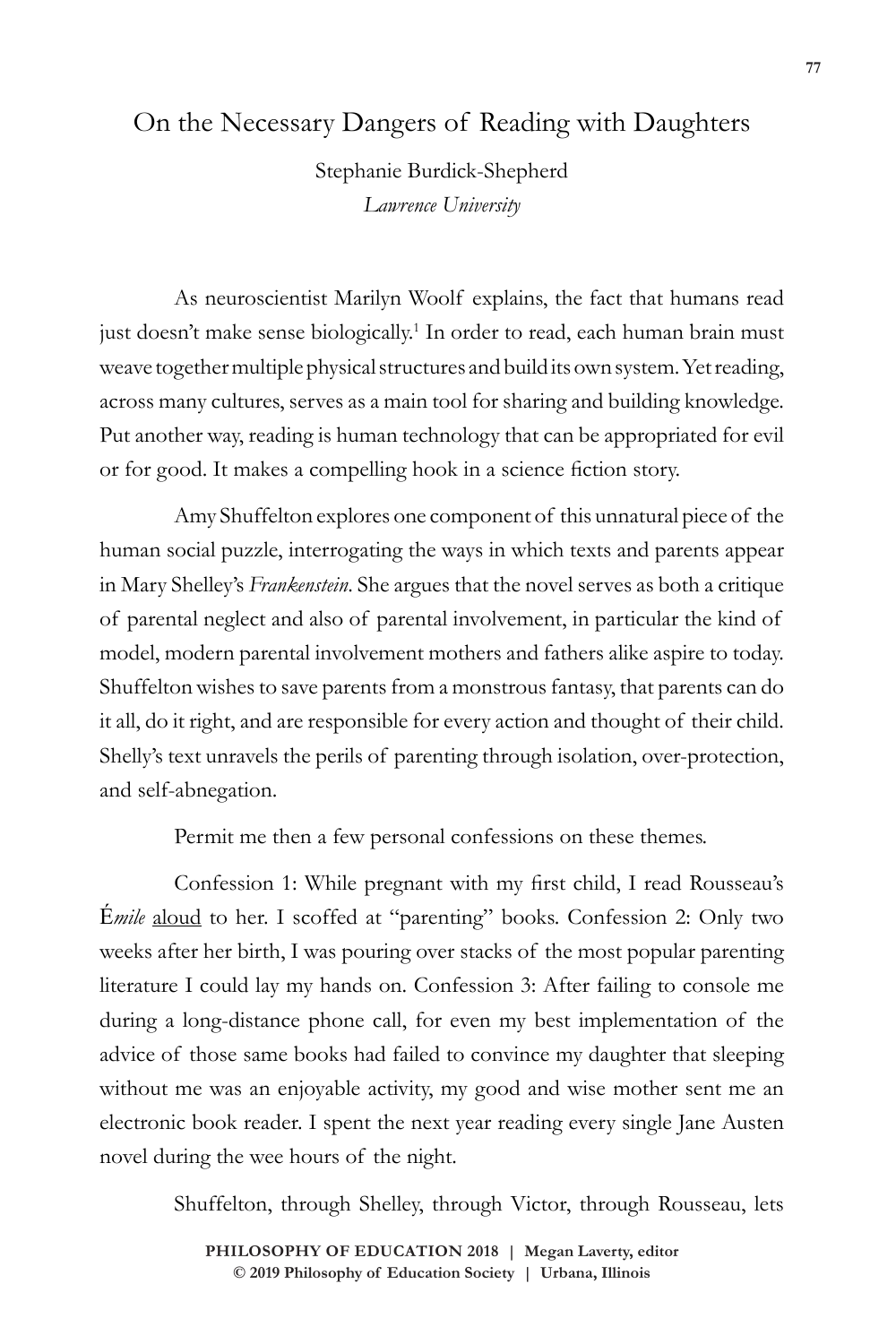# On the Necessary Dangers of Reading with Daughters

Stephanie Burdick-Shepherd
*Lawrence University*

As neuroscientist Marilyn Woolf explains, the fact that humans read just doesn't make sense biologically.[1] In order to read, each human brain must weave together multiple physical structures and build its own system. Yet reading, across many cultures, serves as a main tool for sharing and building knowledge. Put another way, reading is human technology that can be appropriated for evil or for good. It makes a compelling hook in a science fiction story.

Amy Shuffelton explores one component of this unnatural piece of the human social puzzle, interrogating the ways in which texts and parents appear in Mary Shelley's *Frankenstein*. She argues that the novel serves as both a critique of parental neglect and also of parental involvement, in particular the kind of model, modern parental involvement mothers and fathers alike aspire to today. Shuffelton wishes to save parents from a monstrous fantasy, that parents can do it all, do it right, and are responsible for every action and thought of their child. Shelly's text unravels the perils of parenting through isolation, over-protection, and self-abnegation.

Permit me then a few personal confessions on these themes.

Confession 1: While pregnant with my first child, I read Rousseau's *Émile* <u>aloud</u> to her. I scoffed at "parenting" books. Confession 2: Only two weeks after her birth, I was pouring over stacks of the most popular parenting literature I could lay my hands on. Confession 3: After failing to console me during a long-distance phone call, for even my best implementation of the advice of those same books had failed to convince my daughter that sleeping without me was an enjoyable activity, my good and wise mother sent me an electronic book reader. I spent the next year reading every single Jane Austen novel during the wee hours of the night.

Shuffelton, through Shelley, through Victor, through Rousseau, lets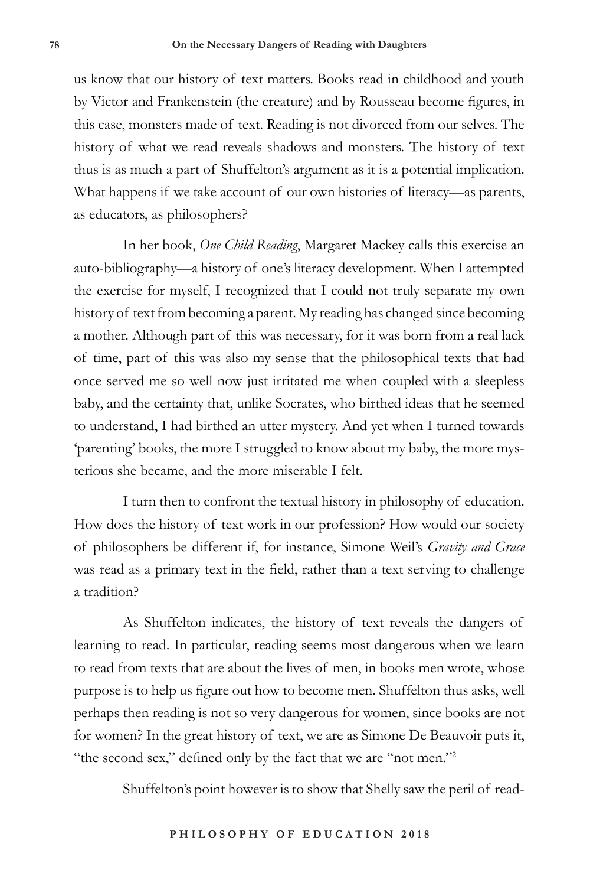us know that our history of text matters. Books read in childhood and youth by Victor and Frankenstein (the creature) and by Rousseau become figures, in this case, monsters made of text. Reading is not divorced from our selves. The history of what we read reveals shadows and monsters. The history of text thus is as much a part of Shuffelton's argument as it is a potential implication. What happens if we take account of our own histories of literacy—as parents, as educators, as philosophers?

In her book, *One Child Reading*, Margaret Mackey calls this exercise an auto-bibliography—a history of one's literacy development. When I attempted the exercise for myself, I recognized that I could not truly separate my own history of text from becoming a parent. My reading has changed since becoming a mother. Although part of this was necessary, for it was born from a real lack of time, part of this was also my sense that the philosophical texts that had once served me so well now just irritated me when coupled with a sleepless baby, and the certainty that, unlike Socrates, who birthed ideas that he seemed to understand, I had birthed an utter mystery. And yet when I turned towards 'parenting' books, the more I struggled to know about my baby, the more mysterious she became, and the more miserable I felt.

I turn then to confront the textual history in philosophy of education. How does the history of text work in our profession? How would our society of philosophers be different if, for instance, Simone Weil's *Gravity and Grace* was read as a primary text in the field, rather than a text serving to challenge a tradition?

As Shuffelton indicates, the history of text reveals the dangers of learning to read. In particular, reading seems most dangerous when we learn to read from texts that are about the lives of men, in books men wrote, whose purpose is to help us figure out how to become men. Shuffelton thus asks, well perhaps then reading is not so very dangerous for women, since books are not for women? In the great history of text, we are as Simone De Beauvoir puts it, "the second sex," defined only by the fact that we are "not men."[2]

Shuffelton's point however is to show that Shelly saw the peril of read-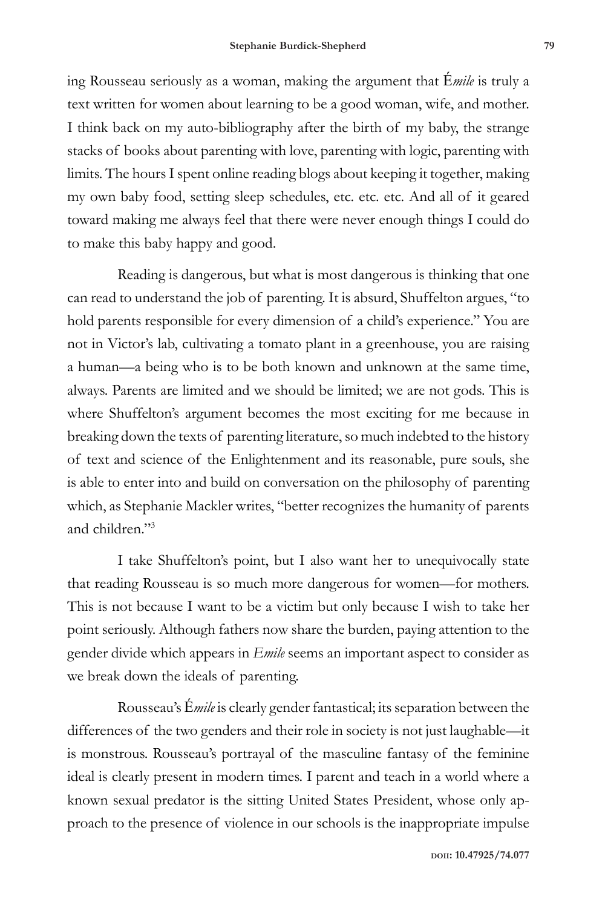ing Rousseau seriously as a woman, making the argument that É*mile* is truly a text written for women about learning to be a good woman, wife, and mother. I think back on my auto-bibliography after the birth of my baby, the strange stacks of books about parenting with love, parenting with logic, parenting with limits. The hours I spent online reading blogs about keeping it together, making my own baby food, setting sleep schedules, etc. etc. etc. And all of it geared toward making me always feel that there were never enough things I could do to make this baby happy and good.

Reading is dangerous, but what is most dangerous is thinking that one can read to understand the job of parenting. It is absurd, Shuffelton argues, "to hold parents responsible for every dimension of a child's experience." You are not in Victor's lab, cultivating a tomato plant in a greenhouse, you are raising a human—a being who is to be both known and unknown at the same time, always. Parents are limited and we should be limited; we are not gods. This is where Shuffelton's argument becomes the most exciting for me because in breaking down the texts of parenting literature, so much indebted to the history of text and science of the Enlightenment and its reasonable, pure souls, she is able to enter into and build on conversation on the philosophy of parenting which, as Stephanie Mackler writes, "better recognizes the humanity of parents and children."[3]

I take Shuffelton's point, but I also want her to unequivocally state that reading Rousseau is so much more dangerous for women—for mothers. This is not because I want to be a victim but only because I wish to take her point seriously. Although fathers now share the burden, paying attention to the gender divide which appears in *Emile* seems an important aspect to consider as we break down the ideals of parenting.

Rousseau's É*mile* is clearly gender fantastical; its separation between the differences of the two genders and their role in society is not just laughable—it is monstrous. Rousseau's portrayal of the masculine fantasy of the feminine ideal is clearly present in modern times. I parent and teach in a world where a known sexual predator is the sitting United States President, whose only approach to the presence of violence in our schools is the inappropriate impulse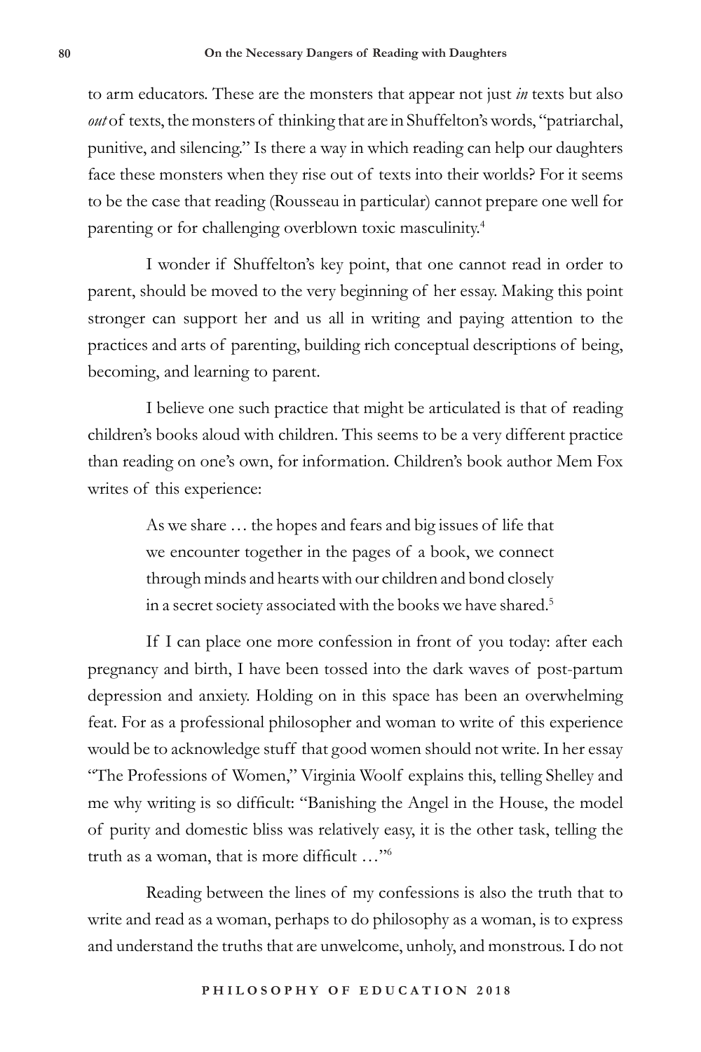to arm educators. These are the monsters that appear not just *in* texts but also *out* of texts, the monsters of thinking that are in Shuffelton's words, "patriarchal, punitive, and silencing." Is there a way in which reading can help our daughters face these monsters when they rise out of texts into their worlds? For it seems to be the case that reading (Rousseau in particular) cannot prepare one well for parenting or for challenging overblown toxic masculinity.[4]

I wonder if Shuffelton's key point, that one cannot read in order to parent, should be moved to the very beginning of her essay. Making this point stronger can support her and us all in writing and paying attention to the practices and arts of parenting, building rich conceptual descriptions of being, becoming, and learning to parent.

I believe one such practice that might be articulated is that of reading children's books aloud with children. This seems to be a very different practice than reading on one's own, for information. Children's book author Mem Fox writes of this experience:

> As we share … the hopes and fears and big issues of life that we encounter together in the pages of a book, we connect through minds and hearts with our children and bond closely in a secret society associated with the books we have shared.[5]

If I can place one more confession in front of you today: after each pregnancy and birth, I have been tossed into the dark waves of post-partum depression and anxiety. Holding on in this space has been an overwhelming feat. For as a professional philosopher and woman to write of this experience would be to acknowledge stuff that good women should not write. In her essay "The Professions of Women," Virginia Woolf explains this, telling Shelley and me why writing is so difficult: "Banishing the Angel in the House, the model of purity and domestic bliss was relatively easy, it is the other task, telling the truth as a woman, that is more difficult …"[6]

Reading between the lines of my confessions is also the truth that to write and read as a woman, perhaps to do philosophy as a woman, is to express and understand the truths that are unwelcome, unholy, and monstrous. I do not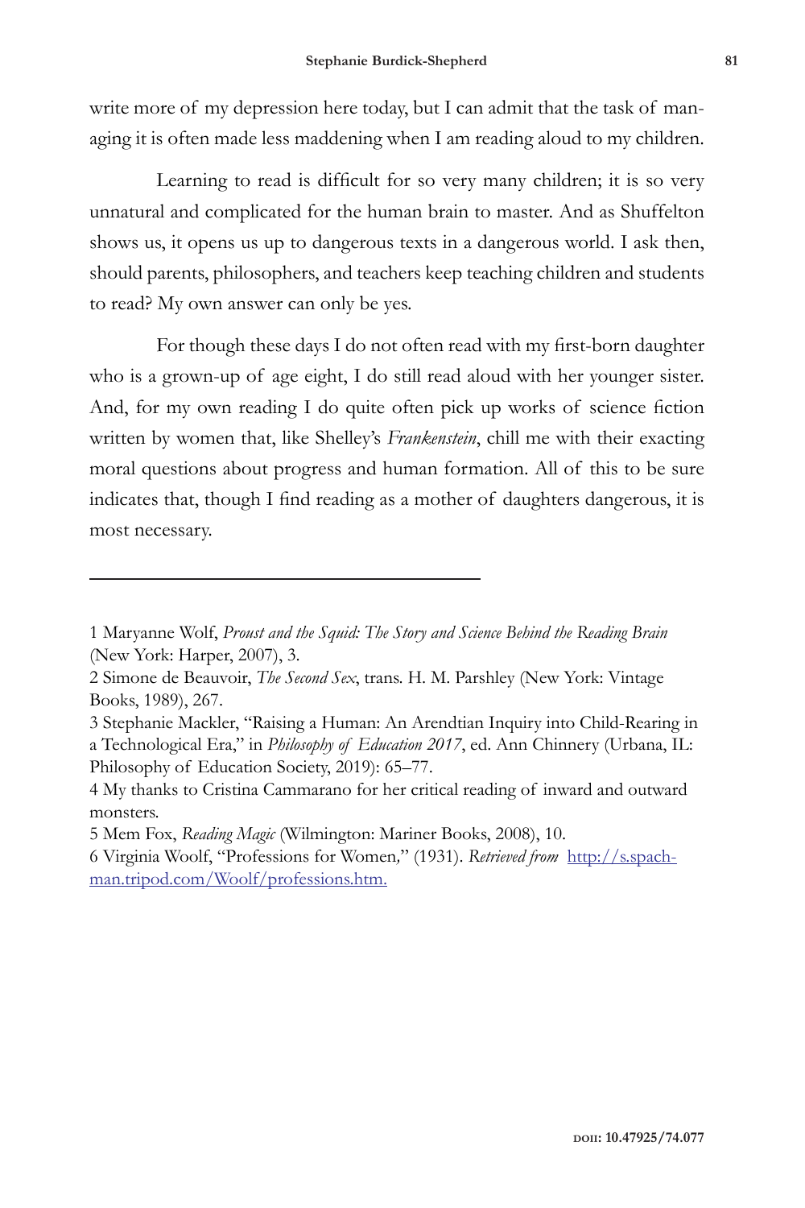write more of my depression here today, but I can admit that the task of managing it is often made less maddening when I am reading aloud to my children.

Learning to read is difficult for so very many children; it is so very unnatural and complicated for the human brain to master. And as Shuffelton shows us, it opens us up to dangerous texts in a dangerous world. I ask then, should parents, philosophers, and teachers keep teaching children and students to read? My own answer can only be yes.

For though these days I do not often read with my first-born daughter who is a grown-up of age eight, I do still read aloud with her younger sister. And, for my own reading I do quite often pick up works of science fiction written by women that, like Shelley's *Frankenstein*, chill me with their exacting moral questions about progress and human formation. All of this to be sure indicates that, though I find reading as a mother of daughters dangerous, it is most necessary.

---

1 Maryanne Wolf, *Proust and the Squid: The Story and Science Behind the Reading Brain* (New York: Harper, 2007), 3.

2 Simone de Beauvoir, *The Second Sex*, trans. H. M. Parshley (New York: Vintage Books, 1989), 267.

3 Stephanie Mackler, "Raising a Human: An Arendtian Inquiry into Child-Rearing in a Technological Era," in *Philosophy of Education 2017*, ed. Ann Chinnery (Urbana, IL: Philosophy of Education Society, 2019): 65–77.

4 My thanks to Cristina Cammarano for her critical reading of inward and outward monsters.

5 Mem Fox, *Reading Magic* (Wilmington: Mariner Books, 2008), 10.

6 Virginia Woolf, "Professions for Women," (1931). *Retrieved from* [http://s.spachman.tripod.com/Woolf/professions.htm.](http://s.spachman.tripod.com/Woolf/professions.htm)